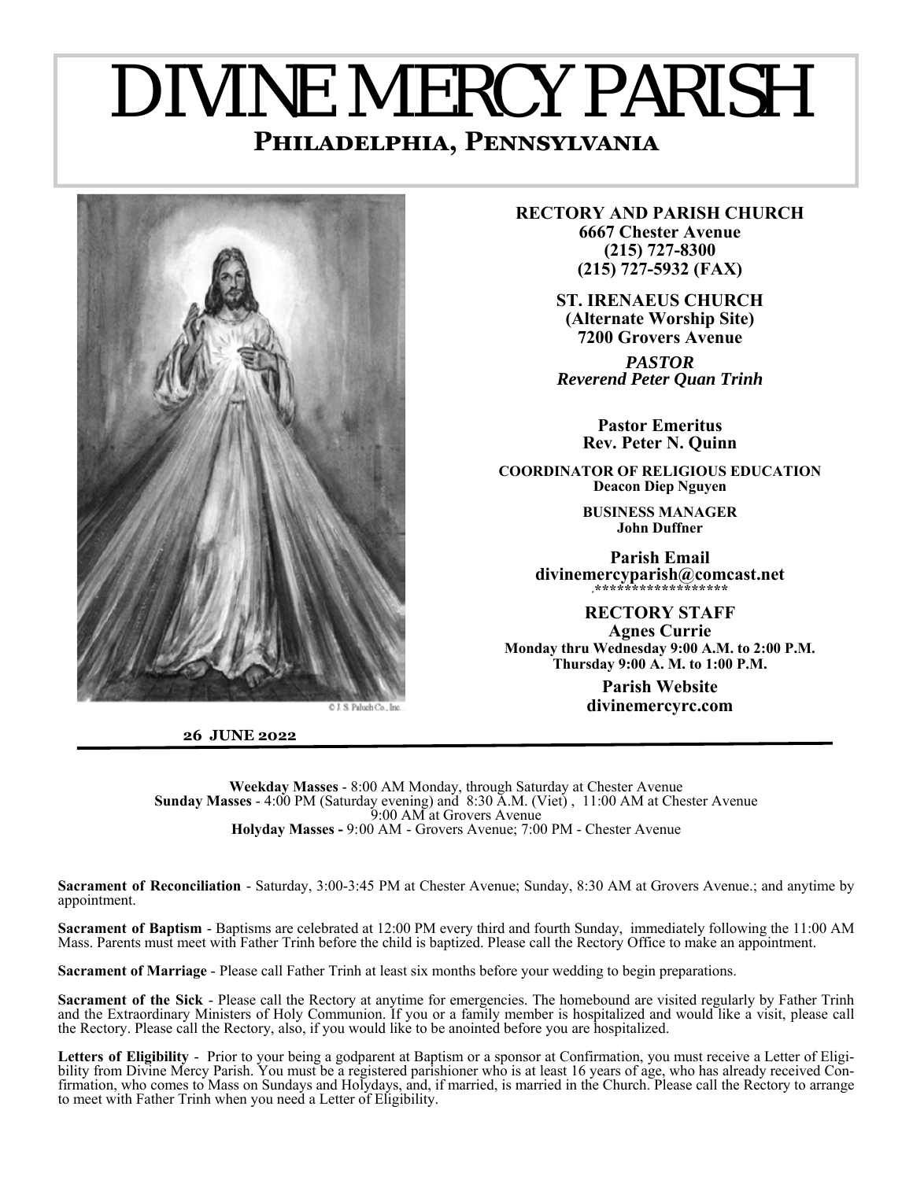# DIVINE MERCY PARISH

## Philadelphia, Pennsylvania

**RECTORY AND PARISH CHURCH**
**6667 Chester Avenue**
**(215) 727-8300**
**(215) 727-5932 (FAX)**

**ST. IRENAEUS CHURCH**
**(Alternate Worship Site)**
**7200 Grovers Avenue**

***PASTOR***
***Reverend Peter Quan Trinh***

**Pastor Emeritus**
**Rev. Peter N. Quinn**

**COORDINATOR OF RELIGIOUS EDUCATION**
**Deacon Diep Nguyen**

**BUSINESS MANAGER**
**John Duffner**

**Parish Email**
**divinemercyparish@comcast.net**
******************

**RECTORY STAFF**
**Agnes Currie**
**Monday thru Wednesday 9:00 A.M. to 2:00 P.M.**
**Thursday 9:00 A. M. to 1:00 P.M.**

**Parish Website**
**divinemercyrc.com**

© J. S. Paluch Co., Inc.

**26 JUNE 2022**

---

**Weekday Masses** - 8:00 AM Monday, through Saturday at Chester Avenue
**Sunday Masses** - 4:00 PM (Saturday evening) and 8:30 A.M. (Viet) , 11:00 AM at Chester Avenue
9:00 AM at Grovers Avenue
**Holyday Masses -** 9:00 AM - Grovers Avenue; 7:00 PM - Chester Avenue

**Sacrament of Reconciliation** - Saturday, 3:00-3:45 PM at Chester Avenue; Sunday, 8:30 AM at Grovers Avenue.; and anytime by appointment.

**Sacrament of Baptism** - Baptisms are celebrated at 12:00 PM every third and fourth Sunday, immediately following the 11:00 AM Mass. Parents must meet with Father Trinh before the child is baptized. Please call the Rectory Office to make an appointment.

**Sacrament of Marriage** - Please call Father Trinh at least six months before your wedding to begin preparations.

**Sacrament of the Sick** - Please call the Rectory at anytime for emergencies. The homebound are visited regularly by Father Trinh and the Extraordinary Ministers of Holy Communion. If you or a family member is hospitalized and would like a visit, please call the Rectory. Please call the Rectory, also, if you would like to be anointed before you are hospitalized.

**Letters of Eligibility** - Prior to your being a godparent at Baptism or a sponsor at Confirmation, you must receive a Letter of Eligibility from Divine Mercy Parish. You must be a registered parishioner who is at least 16 years of age, who has already received Confirmation, who comes to Mass on Sundays and Holydays, and, if married, is married in the Church. Please call the Rectory to arrange to meet with Father Trinh when you need a Letter of Eligibility.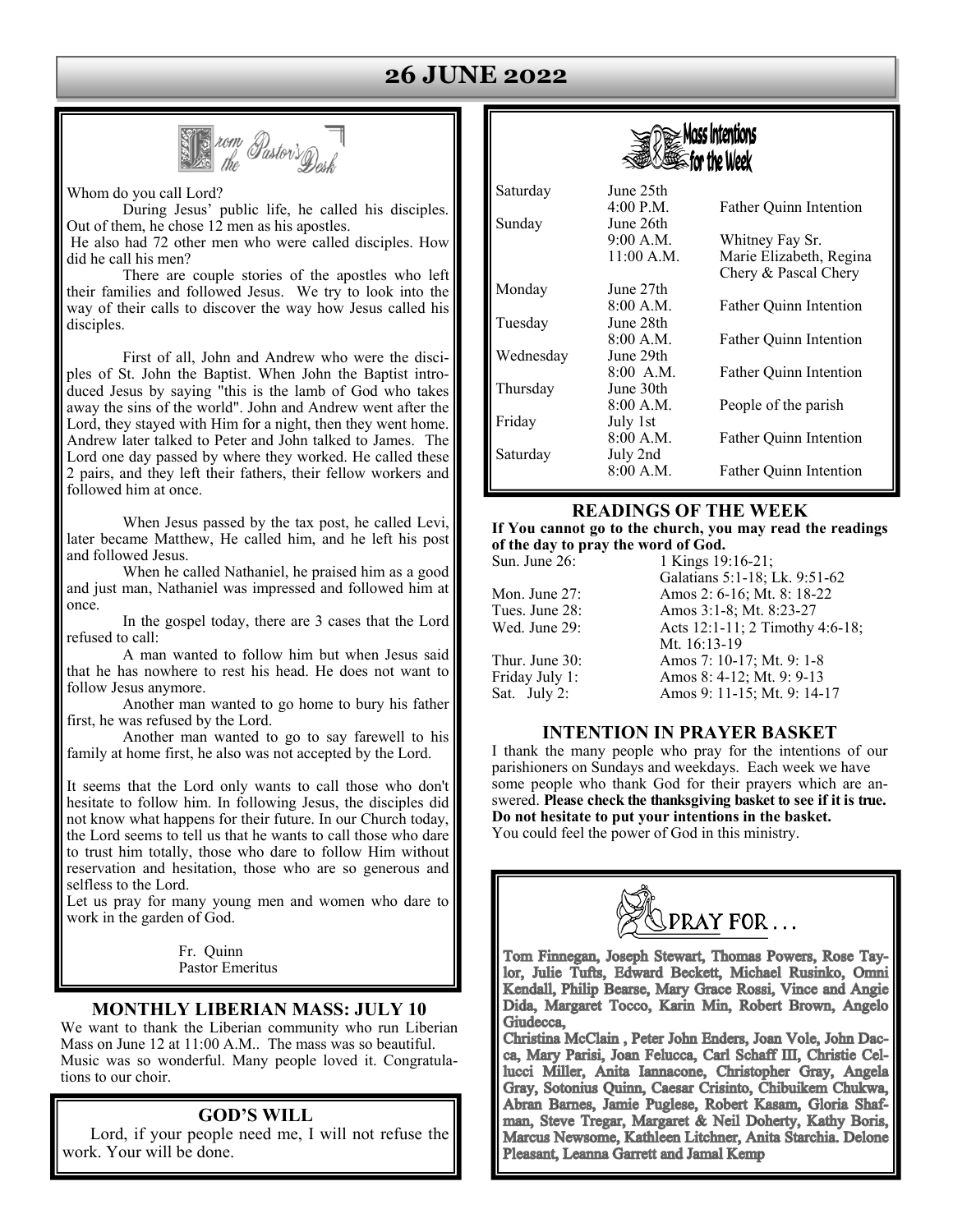# 26 JUNE 2022

## From the Pastor's Desk

Whom do you call Lord?

During Jesus' public life, he called his disciples. Out of them, he chose 12 men as his apostles.

He also had 72 other men who were called disciples. How did he call his men?

There are couple stories of the apostles who left their families and followed Jesus. We try to look into the way of their calls to discover the way how Jesus called his disciples.

First of all, John and Andrew who were the disciples of St. John the Baptist. When John the Baptist introduced Jesus by saying "this is the lamb of God who takes away the sins of the world". John and Andrew went after the Lord, they stayed with Him for a night, then they went home. Andrew later talked to Peter and John talked to James. The Lord one day passed by where they worked. He called these 2 pairs, and they left their fathers, their fellow workers and followed him at once.

When Jesus passed by the tax post, he called Levi, later became Matthew, He called him, and he left his post and followed Jesus.

When he called Nathaniel, he praised him as a good and just man, Nathaniel was impressed and followed him at once.

In the gospel today, there are 3 cases that the Lord refused to call:

A man wanted to follow him but when Jesus said that he has nowhere to rest his head. He does not want to follow Jesus anymore.

Another man wanted to go home to bury his father first, he was refused by the Lord.

Another man wanted to go to say farewell to his family at home first, he also was not accepted by the Lord.

It seems that the Lord only wants to call those who don't hesitate to follow him. In following Jesus, the disciples did not know what happens for their future. In our Church today, the Lord seems to tell us that he wants to call those who dare to trust him totally, those who dare to follow Him without reservation and hesitation, those who are so generous and selfless to the Lord.

Let us pray for many young men and women who dare to work in the garden of God.

Fr. Quinn
Pastor Emeritus

## MONTHLY LIBERIAN MASS: JULY 10

We want to thank the Liberian community who run Liberian Mass on June 12 at 11:00 A.M.. The mass was so beautiful. Music was so wonderful. Many people loved it. Congratulations to our choir.

## GOD'S WILL

Lord, if your people need me, I will not refuse the work. Your will be done.

## Mass Intentions for the Week

| | | |
|---|---|---|
| Saturday | June 25th | |
| | 4:00 P.M. | Father Quinn Intention |
| Sunday | June 26th | |
| | 9:00 A.M. | Whitney Fay Sr. |
| | 11:00 A.M. | Marie Elizabeth, Regina Chery & Pascal Chery |
| Monday | June 27th | |
| | 8:00 A.M. | Father Quinn Intention |
| Tuesday | June 28th | |
| | 8:00 A.M. | Father Quinn Intention |
| Wednesday | June 29th | |
| | 8:00 A.M. | Father Quinn Intention |
| Thursday | June 30th | |
| | 8:00 A.M. | People of the parish |
| Friday | July 1st | |
| | 8:00 A.M. | Father Quinn Intention |
| Saturday | July 2nd | |
| | 8:00 A.M. | Father Quinn Intention |

## READINGS OF THE WEEK

**If You cannot go to the church, you may read the readings of the day to pray the word of God.**

| | |
|---|---|
| Sun. June 26: | 1 Kings 19:16-21; Galatians 5:1-18; Lk. 9:51-62 |
| Mon. June 27: | Amos 2: 6-16; Mt. 8: 18-22 |
| Tues. June 28: | Amos 3:1-8; Mt. 8:23-27 |
| Wed. June 29: | Acts 12:1-11; 2 Timothy 4:6-18; Mt. 16:13-19 |
| Thur. June 30: | Amos 7: 10-17; Mt. 9: 1-8 |
| Friday July 1: | Amos 8: 4-12; Mt. 9: 9-13 |
| Sat. July 2: | Amos 9: 11-15; Mt. 9: 14-17 |

## INTENTION IN PRAYER BASKET

I thank the many people who pray for the intentions of our parishioners on Sundays and weekdays. Each week we have some people who thank God for their prayers which are answered. **Please check the thanksgiving basket to see if it is true. Do not hesitate to put your intentions in the basket.** You could feel the power of God in this ministry.

## PRAY FOR . . .

**Tom Finnegan, Joseph Stewart, Thomas Powers, Rose Taylor, Julie Tufts, Edward Beckett, Michael Rusinko, Omni Kendall, Philip Bearse, Mary Grace Rossi, Vince and Angie Dida, Margaret Tocco, Karin Min, Robert Brown, Angelo Giudecca,**

**Christina McClain , Peter John Enders, Joan Vole, John Dacca, Mary Parisi, Joan Felucca, Carl Schaff III, Christie Cellucci Miller, Anita Iannacone, Christopher Gray, Angela Gray, Sotonius Quinn, Caesar Crisinto, Chibuikem Chukwa, Abran Barnes, Jamie Puglese, Robert Kasam, Gloria Shafman, Steve Tregar, Margaret & Neil Doherty, Kathy Boris, Marcus Newsome, Kathleen Litchner, Anita Starchia. Delone Pleasant, Leanna Garrett and Jamal Kemp**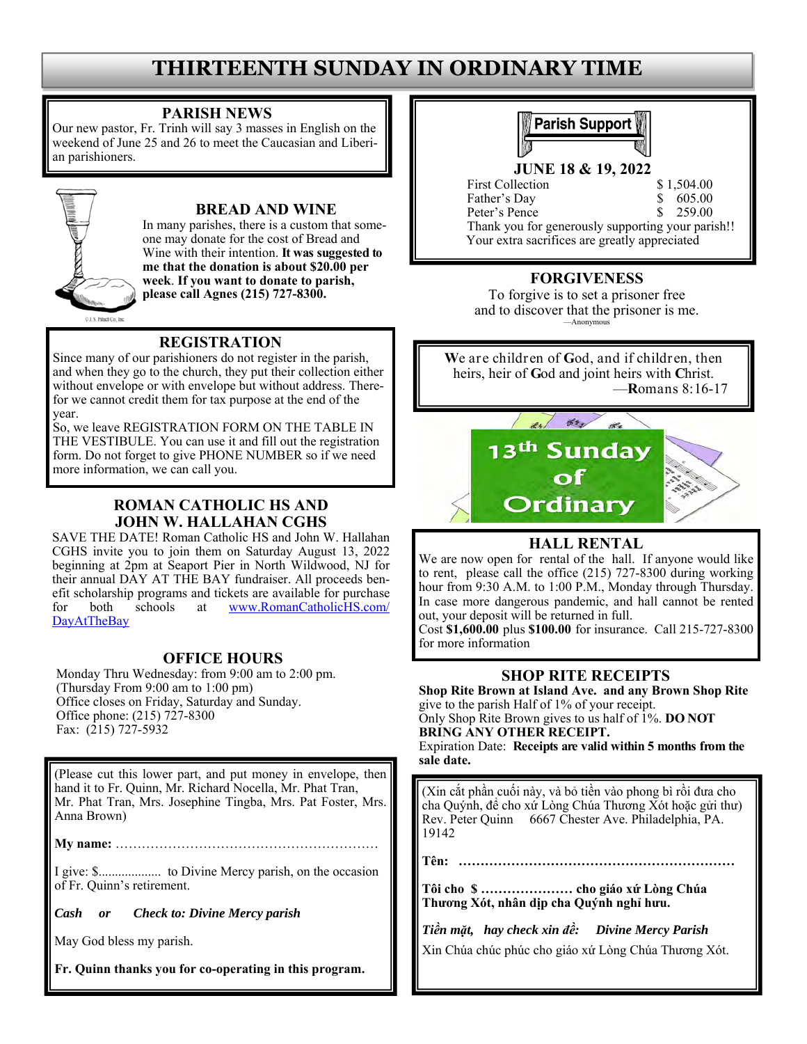# THIRTEENTH SUNDAY IN ORDINARY TIME

## PARISH NEWS

Our new pastor, Fr. Trinh will say 3 masses in English on the weekend of June 25 and 26 to meet the Caucasian and Liberian parishioners.

## BREAD AND WINE

In many parishes, there is a custom that someone may donate for the cost of Bread and Wine with their intention. **It was suggested to me that the donation is about $20.00 per week**. **If you want to donate to parish, please call Agnes (215) 727-8300.**

## REGISTRATION

Since many of our parishioners do not register in the parish, and when they go to the church, they put their collection either without envelope or with envelope but without address. Therefor we cannot credit them for tax purpose at the end of the year.

So, we leave REGISTRATION FORM ON THE TABLE IN THE VESTIBULE. You can use it and fill out the registration form. Do not forget to give PHONE NUMBER so if we need more information, we can call you.

## ROMAN CATHOLIC HS AND JOHN W. HALLAHAN CGHS

SAVE THE DATE! Roman Catholic HS and John W. Hallahan CGHS invite you to join them on Saturday August 13, 2022 beginning at 2pm at Seaport Pier in North Wildwood, NJ for their annual DAY AT THE BAY fundraiser. All proceeds benefit scholarship programs and tickets are available for purchase for both schools at www.RomanCatholicHS.com/DayAtTheBay

## OFFICE HOURS

Monday Thru Wednesday: from 9:00 am to 2:00 pm.
(Thursday From 9:00 am to 1:00 pm)
Office closes on Friday, Saturday and Sunday.
Office phone: (215) 727-8300
Fax: (215) 727-5932

(Please cut this lower part, and put money in envelope, then hand it to Fr. Quinn, Mr. Richard Nocella, Mr. Phat Tran, Mr. Phat Tran, Mrs. Josephine Tingba, Mrs. Pat Foster, Mrs. Anna Brown)

**My name:** ……………………………………………………

I give: $.................. to Divine Mercy parish, on the occasion of Fr. Quinn's retirement.

***Cash or Check to: Divine Mercy parish***

May God bless my parish.

**Fr. Quinn thanks you for co-operating in this program.**

## Parish Support

**JUNE 18 & 19, 2022**

| | |
|---|---|
| First Collection | $ 1,504.00 |
| Father's Day | $ 605.00 |
| Peter's Pence | $ 259.00 |

Thank you for generously supporting your parish!!
Your extra sacrifices are greatly appreciated

## FORGIVENESS

To forgive is to set a prisoner free
and to discover that the prisoner is me.
—Anonymous

We are children of God, and if children, then heirs, heir of God and joint heirs with Christ.
—Romans 8:16-17

13th Sunday of Ordinary

## HALL RENTAL

We are now open for rental of the hall. If anyone would like to rent, please call the office (215) 727-8300 during working hour from 9:30 A.M. to 1:00 P.M., Monday through Thursday. In case more dangerous pandemic, and hall cannot be rented out, your deposit will be returned in full.
Cost **$1,600.00** plus **$100.00** for insurance. Call 215-727-8300 for more information

## SHOP RITE RECEIPTS

**Shop Rite Brown at Island Ave. and any Brown Shop Rite** give to the parish Half of 1% of your receipt.
Only Shop Rite Brown gives to us half of 1%. **DO NOT BRING ANY OTHER RECEIPT.**
Expiration Date: **Receipts are valid within 5 months from the sale date.**

(Xin cắt phần cuối này, và bỏ tiền vào phong bì rồi đưa cho cha Quỳnh, để cho xứ Lòng Chúa Thương Xót hoặc gửi thư)
Rev. Peter Quinn 6667 Chester Ave. Philadelphia, PA. 19142

**Tên: ………………………………………………………**

**Tôi cho $ ………………… cho giáo xứ Lòng Chúa Thương Xót, nhân dịp cha Quỳnh nghỉ hưu.**

***Tiền mặt, hay check xin đề: Divine Mercy Parish***

Xin Chúa chúc phúc cho giáo xứ Lòng Chúa Thương Xót.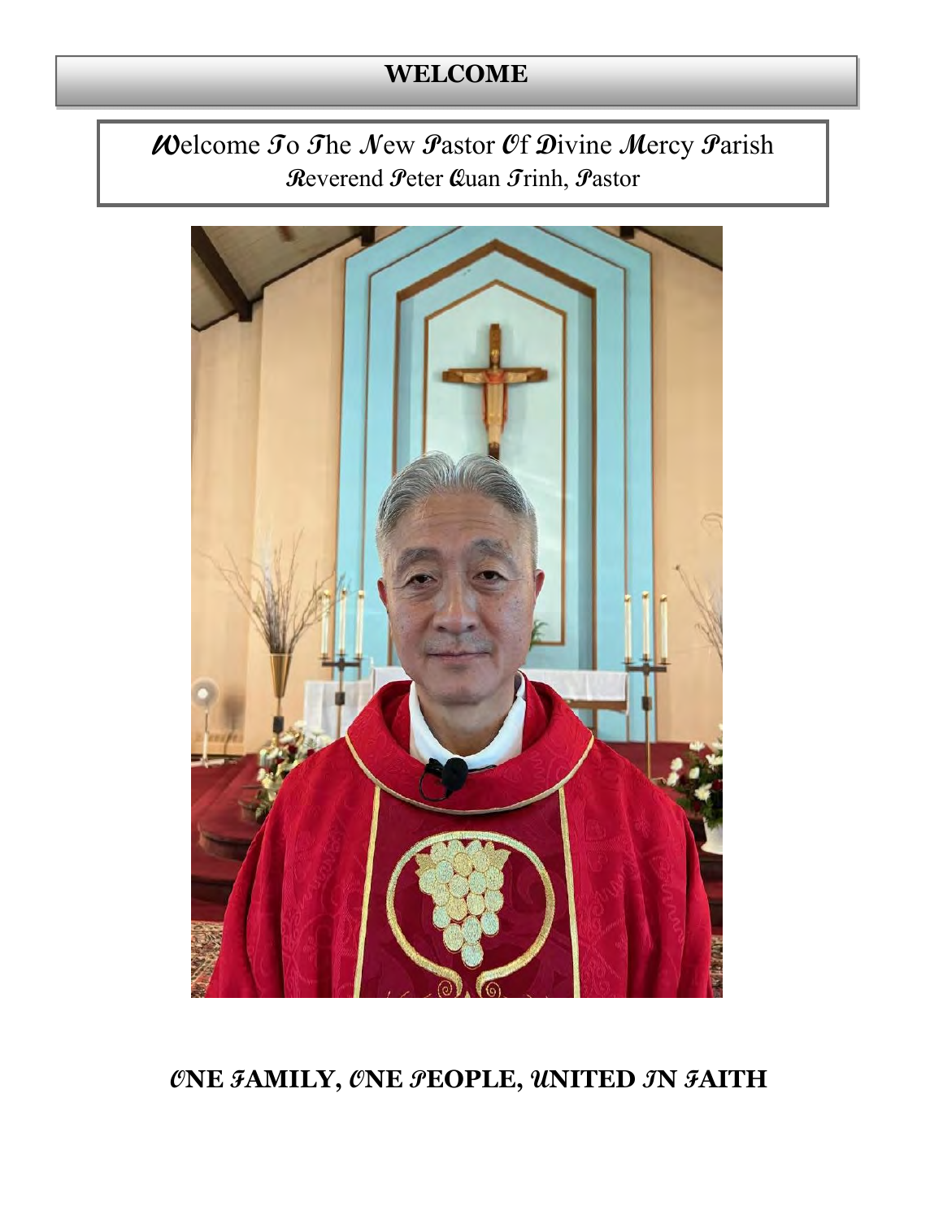# WELCOME

## Welcome To The New Pastor Of Divine Mercy Parish

**Reverend Peter Quan Trinh, Pastor**

**ONE FAMILY, ONE PEOPLE, UNITED IN FAITH**